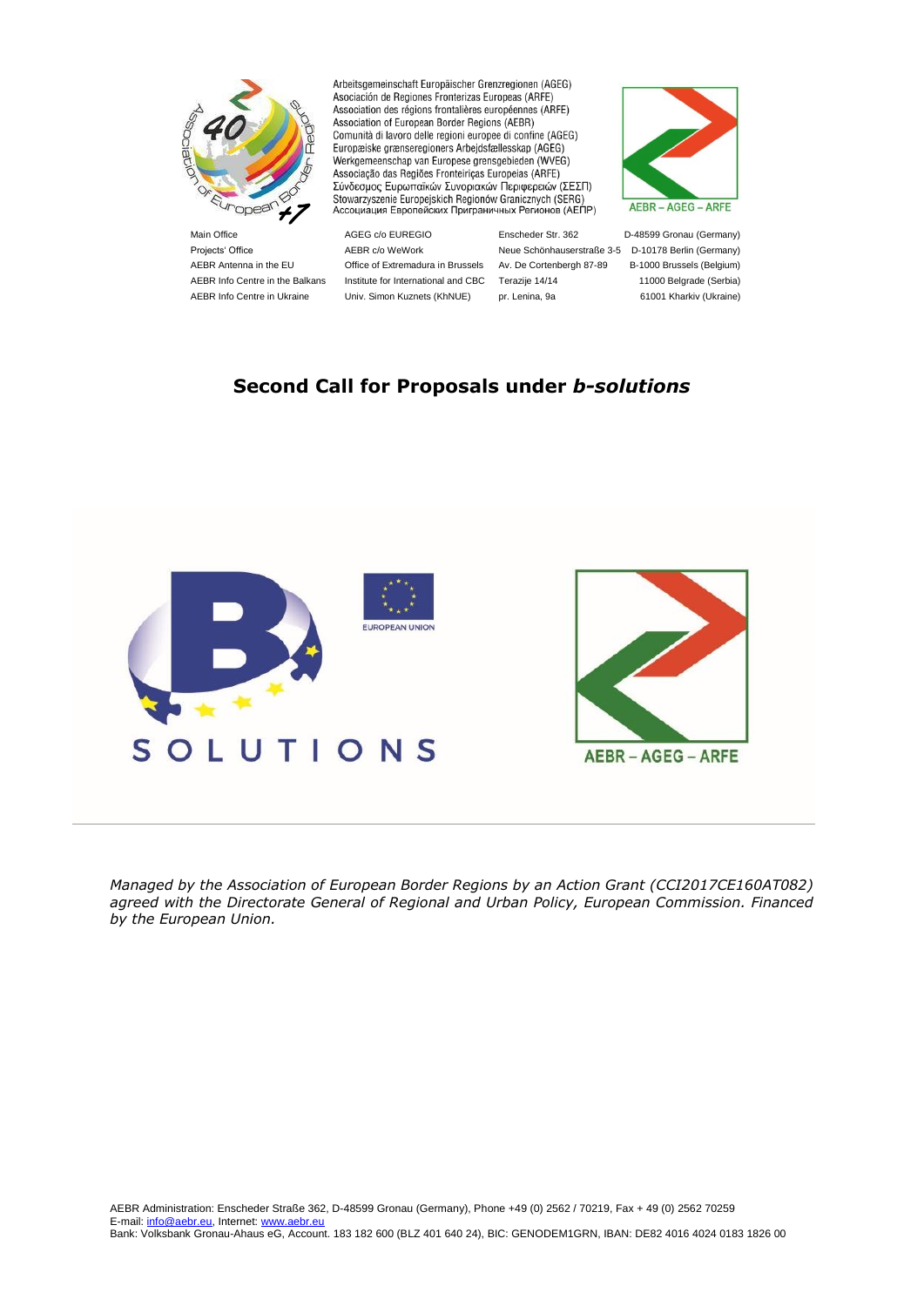Arbeitsgemeinschaft Europäischer Grenzregionen (AGEG)
Asociación de Regiones Fronterizas Europeas (ARFE)
Association des régions frontalières européennes (ARFE)
Association of European Border Regions (AEBR)
Comunità di lavoro delle regioni europee di confine (AGEG)
Europæiske grænseregioners Arbejdsfællesskap (AGEG)
Werkgemeenschap van Europese grensgebieden (WVEG)
Associação das Regiões Fronteiriças Europeias (ARFE)
Σύνδεσμος Ευρωπαϊκών Συνοριακών Περιφερειών (ΣΕΣΠ)
Stowarzyszenie Europejskich Regionów Granicznych (SERG)
Ассоциация Европейских Приграничных Регионов (АЕПР)

| | | | |
|---|---|---|---|
| Main Office | AGEG c/o EUREGIO | Enscheder Str. 362 | D-48599 Gronau (Germany) |
| Projects' Office | AEBR c/o WeWork | Neue Schönhauserstraße 3-5 | D-10178 Berlin (Germany) |
| AEBR Antenna in the EU | Office of Extremadura in Brussels | Av. De Cortenbergh 87-89 | B-1000 Brussels (Belgium) |
| AEBR Info Centre in the Balkans | Institute for International and CBC | Terazije 14/14 | 11000 Belgrade (Serbia) |
| AEBR Info Centre in Ukraine | Univ. Simon Kuznets (KhNUE) | pr. Lenina, 9a | 61001 Kharkiv (Ukraine) |

# Second Call for Proposals under *b-solutions*

*Managed by the Association of European Border Regions by an Action Grant (CCI2017CE160AT082) agreed with the Directorate General of Regional and Urban Policy, European Commission. Financed by the European Union.*

AEBR Administration: Enscheder Straße 362, D-48599 Gronau (Germany), Phone +49 (0) 2562 / 70219, Fax + 49 (0) 2562 70259
E-mail: info@aebr.eu, Internet: www.aebr.eu
Bank: Volksbank Gronau-Ahaus eG, Account. 183 182 600 (BLZ 401 640 24), BIC: GENODEM1GRN, IBAN: DE82 4016 4024 0183 1826 00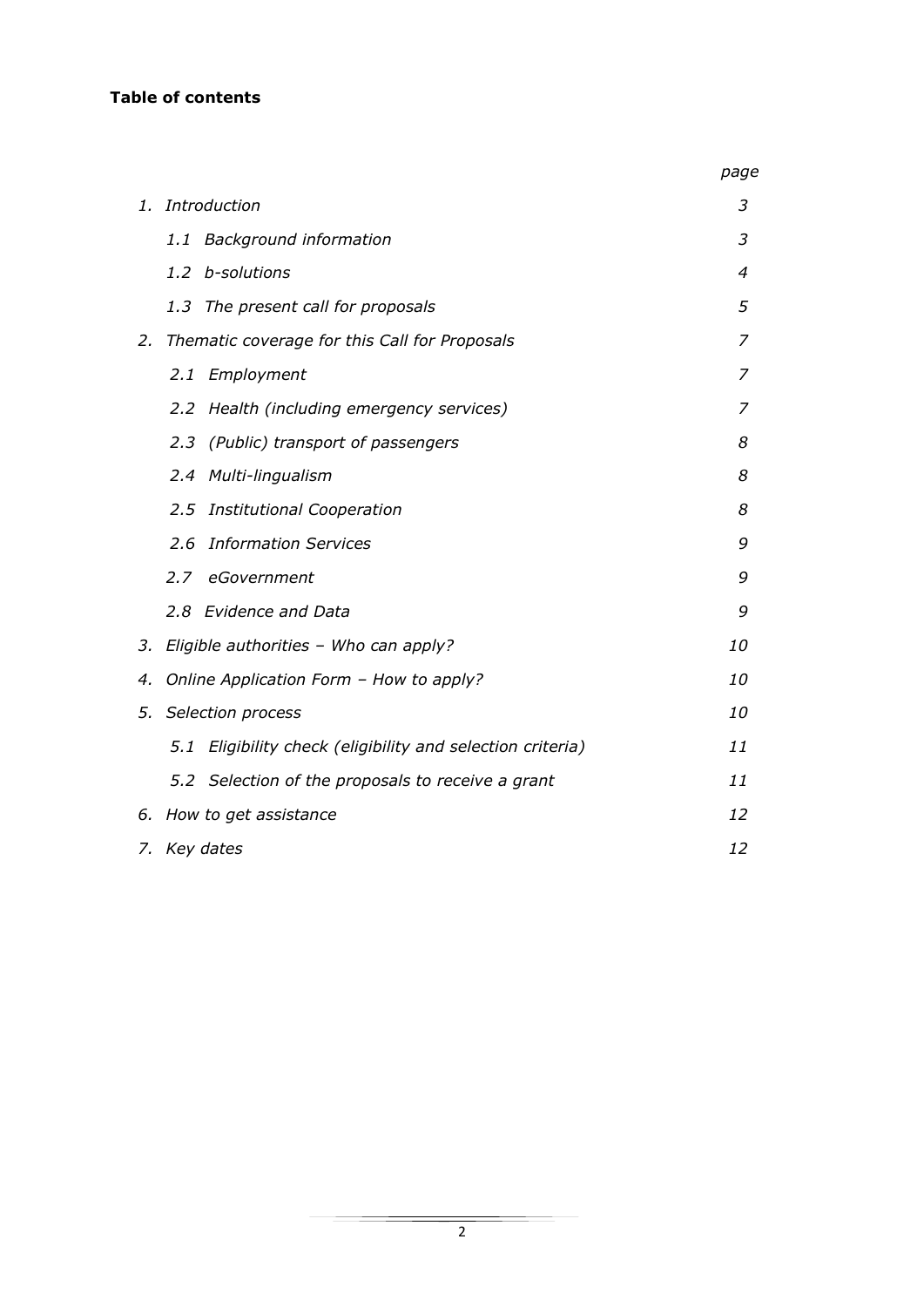**Table of contents**

| | *page* |
|---|---|
| *1. Introduction* | *3* |
| *1.1 Background information* | *3* |
| *1.2 b-solutions* | *4* |
| *1.3 The present call for proposals* | *5* |
| *2. Thematic coverage for this Call for Proposals* | *7* |
| *2.1 Employment* | *7* |
| *2.2 Health (including emergency services)* | *7* |
| *2.3 (Public) transport of passengers* | *8* |
| *2.4 Multi-lingualism* | *8* |
| *2.5 Institutional Cooperation* | *8* |
| *2.6 Information Services* | *9* |
| *2.7 eGovernment* | *9* |
| *2.8 Evidence and Data* | *9* |
| *3. Eligible authorities – Who can apply?* | *10* |
| *4. Online Application Form – How to apply?* | *10* |
| *5. Selection process* | *10* |
| *5.1 Eligibility check (eligibility and selection criteria)* | *11* |
| *5.2 Selection of the proposals to receive a grant* | *11* |
| *6. How to get assistance* | *12* |
| *7. Key dates* | *12* |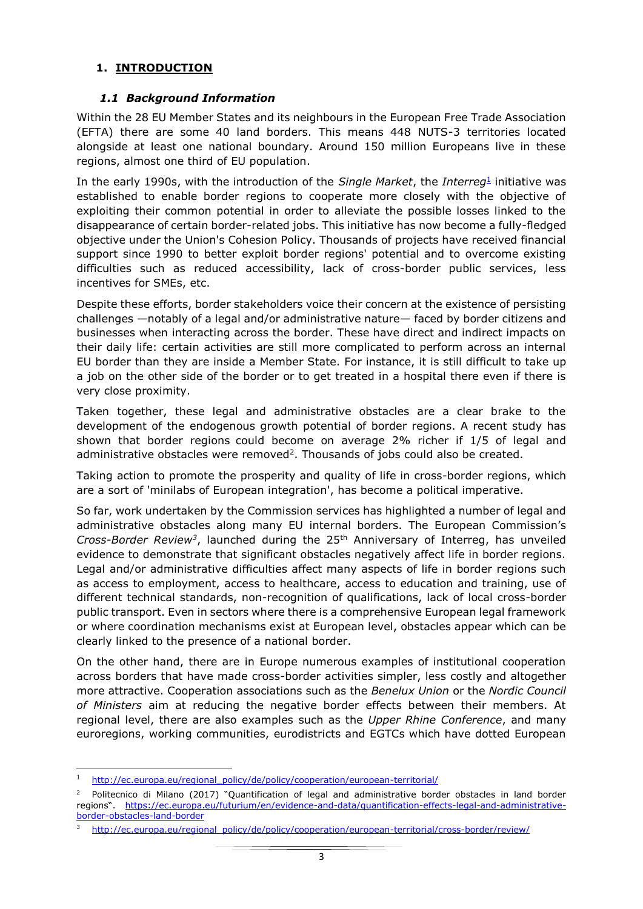## 1. INTRODUCTION

### *1.1 Background Information*

Within the 28 EU Member States and its neighbours in the European Free Trade Association (EFTA) there are some 40 land borders. This means 448 NUTS-3 territories located alongside at least one national boundary. Around 150 million Europeans live in these regions, almost one third of EU population.

In the early 1990s, with the introduction of the *Single Market*, the *Interreg*[1] initiative was established to enable border regions to cooperate more closely with the objective of exploiting their common potential in order to alleviate the possible losses linked to the disappearance of certain border-related jobs. This initiative has now become a fully-fledged objective under the Union's Cohesion Policy. Thousands of projects have received financial support since 1990 to better exploit border regions' potential and to overcome existing difficulties such as reduced accessibility, lack of cross-border public services, less incentives for SMEs, etc.

Despite these efforts, border stakeholders voice their concern at the existence of persisting challenges —notably of a legal and/or administrative nature— faced by border citizens and businesses when interacting across the border. These have direct and indirect impacts on their daily life: certain activities are still more complicated to perform across an internal EU border than they are inside a Member State. For instance, it is still difficult to take up a job on the other side of the border or to get treated in a hospital there even if there is very close proximity.

Taken together, these legal and administrative obstacles are a clear brake to the development of the endogenous growth potential of border regions. A recent study has shown that border regions could become on average 2% richer if 1/5 of legal and administrative obstacles were removed[2]. Thousands of jobs could also be created.

Taking action to promote the prosperity and quality of life in cross-border regions, which are a sort of 'minilabs of European integration', has become a political imperative.

So far, work undertaken by the Commission services has highlighted a number of legal and administrative obstacles along many EU internal borders. The European Commission's *Cross-Border Review*[3], launched during the 25th Anniversary of Interreg, has unveiled evidence to demonstrate that significant obstacles negatively affect life in border regions. Legal and/or administrative difficulties affect many aspects of life in border regions such as access to employment, access to healthcare, access to education and training, use of different technical standards, non-recognition of qualifications, lack of local cross-border public transport. Even in sectors where there is a comprehensive European legal framework or where coordination mechanisms exist at European level, obstacles appear which can be clearly linked to the presence of a national border.

On the other hand, there are in Europe numerous examples of institutional cooperation across borders that have made cross-border activities simpler, less costly and altogether more attractive. Cooperation associations such as the *Benelux Union* or the *Nordic Council of Ministers* aim at reducing the negative border effects between their members. At regional level, there are also examples such as the *Upper Rhine Conference*, and many euroregions, working communities, eurodistricts and EGTCs which have dotted European

---

[1] http://ec.europa.eu/regional_policy/de/policy/cooperation/european-territorial/

[2] Politecnico di Milano (2017) "Quantification of legal and administrative border obstacles in land border regions". https://ec.europa.eu/futurium/en/evidence-and-data/quantification-effects-legal-and-administrative-border-obstacles-land-border

[3] http://ec.europa.eu/regional_policy/de/policy/cooperation/european-territorial/cross-border/review/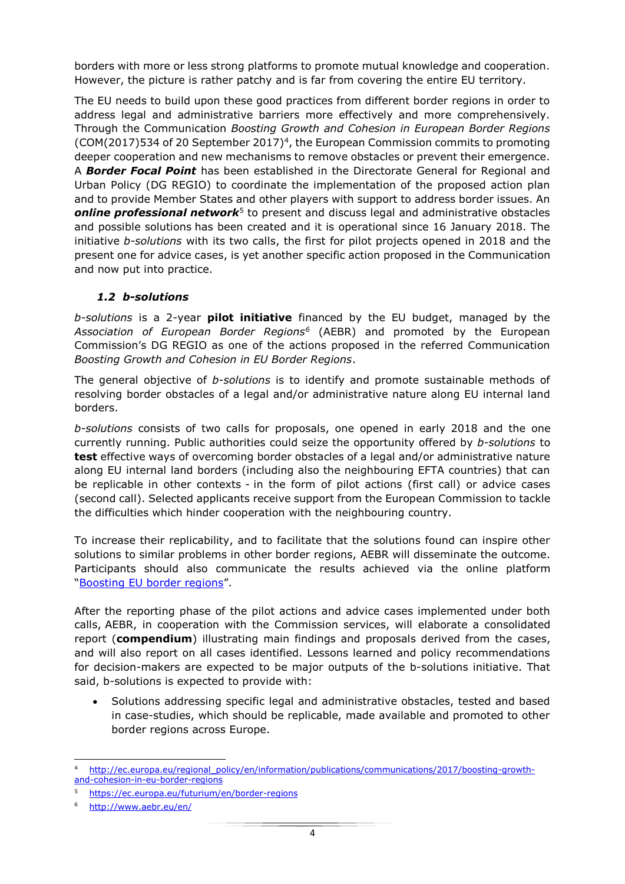borders with more or less strong platforms to promote mutual knowledge and cooperation. However, the picture is rather patchy and is far from covering the entire EU territory.

The EU needs to build upon these good practices from different border regions in order to address legal and administrative barriers more effectively and more comprehensively. Through the Communication *Boosting Growth and Cohesion in European Border Regions* (COM(2017)534 of 20 September 2017)[4], the European Commission commits to promoting deeper cooperation and new mechanisms to remove obstacles or prevent their emergence. A ***Border Focal Point*** has been established in the Directorate General for Regional and Urban Policy (DG REGIO) to coordinate the implementation of the proposed action plan and to provide Member States and other players with support to address border issues. An ***online professional network***[5] to present and discuss legal and administrative obstacles and possible solutions has been created and it is operational since 16 January 2018. The initiative *b-solutions* with its two calls, the first for pilot projects opened in 2018 and the present one for advice cases, is yet another specific action proposed in the Communication and now put into practice.

### *1.2 b-solutions*

*b-solutions* is a 2-year **pilot initiative** financed by the EU budget, managed by the *Association of European Border Regions*[6] (AEBR) and promoted by the European Commission's DG REGIO as one of the actions proposed in the referred Communication *Boosting Growth and Cohesion in EU Border Regions*.

The general objective of *b-solutions* is to identify and promote sustainable methods of resolving border obstacles of a legal and/or administrative nature along EU internal land borders.

*b-solutions* consists of two calls for proposals, one opened in early 2018 and the one currently running. Public authorities could seize the opportunity offered by *b-solutions* to **test** effective ways of overcoming border obstacles of a legal and/or administrative nature along EU internal land borders (including also the neighbouring EFTA countries) that can be replicable in other contexts - in the form of pilot actions (first call) or advice cases (second call). Selected applicants receive support from the European Commission to tackle the difficulties which hinder cooperation with the neighbouring country.

To increase their replicability, and to facilitate that the solutions found can inspire other solutions to similar problems in other border regions, AEBR will disseminate the outcome. Participants should also communicate the results achieved via the online platform "Boosting EU border regions".

After the reporting phase of the pilot actions and advice cases implemented under both calls, AEBR, in cooperation with the Commission services, will elaborate a consolidated report (**compendium**) illustrating main findings and proposals derived from the cases, and will also report on all cases identified. Lessons learned and policy recommendations for decision-makers are expected to be major outputs of the b-solutions initiative. That said, b-solutions is expected to provide with:

- Solutions addressing specific legal and administrative obstacles, tested and based in case-studies, which should be replicable, made available and promoted to other border regions across Europe.

---

[4] http://ec.europa.eu/regional_policy/en/information/publications/communications/2017/boosting-growth-and-cohesion-in-eu-border-regions

[5] https://ec.europa.eu/futurium/en/border-regions

[6] http://www.aebr.eu/en/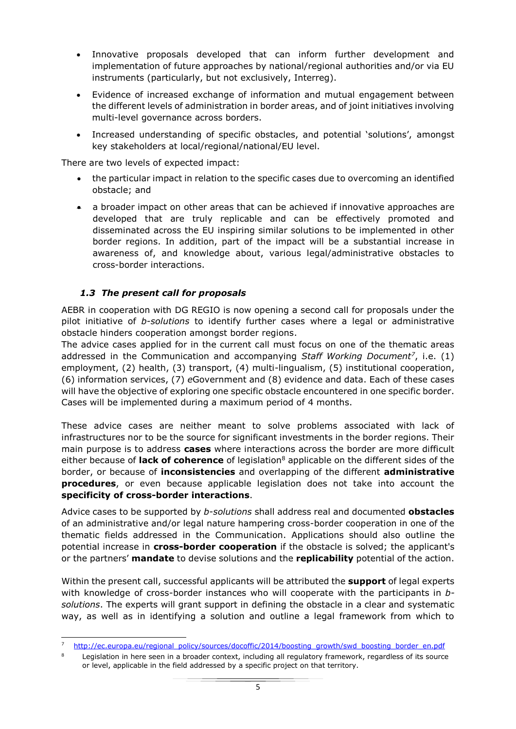- Innovative proposals developed that can inform further development and implementation of future approaches by national/regional authorities and/or via EU instruments (particularly, but not exclusively, Interreg).
- Evidence of increased exchange of information and mutual engagement between the different levels of administration in border areas, and of joint initiatives involving multi-level governance across borders.
- Increased understanding of specific obstacles, and potential 'solutions', amongst key stakeholders at local/regional/national/EU level.

There are two levels of expected impact:

- the particular impact in relation to the specific cases due to overcoming an identified obstacle; and
- a broader impact on other areas that can be achieved if innovative approaches are developed that are truly replicable and can be effectively promoted and disseminated across the EU inspiring similar solutions to be implemented in other border regions. In addition, part of the impact will be a substantial increase in awareness of, and knowledge about, various legal/administrative obstacles to cross-border interactions.

### *1.3 The present call for proposals*

AEBR in cooperation with DG REGIO is now opening a second call for proposals under the pilot initiative of *b-solutions* to identify further cases where a legal or administrative obstacle hinders cooperation amongst border regions.

The advice cases applied for in the current call must focus on one of the thematic areas addressed in the Communication and accompanying *Staff Working Document*[7], i.e. (1) employment, (2) health, (3) transport, (4) multi-lingualism, (5) institutional cooperation, (6) information services, (7) *e*Government and (8) evidence and data. Each of these cases will have the objective of exploring one specific obstacle encountered in one specific border. Cases will be implemented during a maximum period of 4 months.

These advice cases are neither meant to solve problems associated with lack of infrastructures nor to be the source for significant investments in the border regions. Their main purpose is to address **cases** where interactions across the border are more difficult either because of **lack of coherence** of legislation[8] applicable on the different sides of the border, or because of **inconsistencies** and overlapping of the different **administrative procedures**, or even because applicable legislation does not take into account the **specificity of cross-border interactions**.

Advice cases to be supported by *b-solutions* shall address real and documented **obstacles** of an administrative and/or legal nature hampering cross-border cooperation in one of the thematic fields addressed in the Communication. Applications should also outline the potential increase in **cross-border cooperation** if the obstacle is solved; the applicant's or the partners' **mandate** to devise solutions and the **replicability** potential of the action.

Within the present call, successful applicants will be attributed the **support** of legal experts with knowledge of cross-border instances who will cooperate with the participants in *b-solutions*. The experts will grant support in defining the obstacle in a clear and systematic way, as well as in identifying a solution and outline a legal framework from which to

---

[7] http://ec.europa.eu/regional_policy/sources/docoffic/2014/boosting_growth/swd_boosting_border_en.pdf

[8] Legislation in here seen in a broader context, including all regulatory framework, regardless of its source or level, applicable in the field addressed by a specific project on that territory.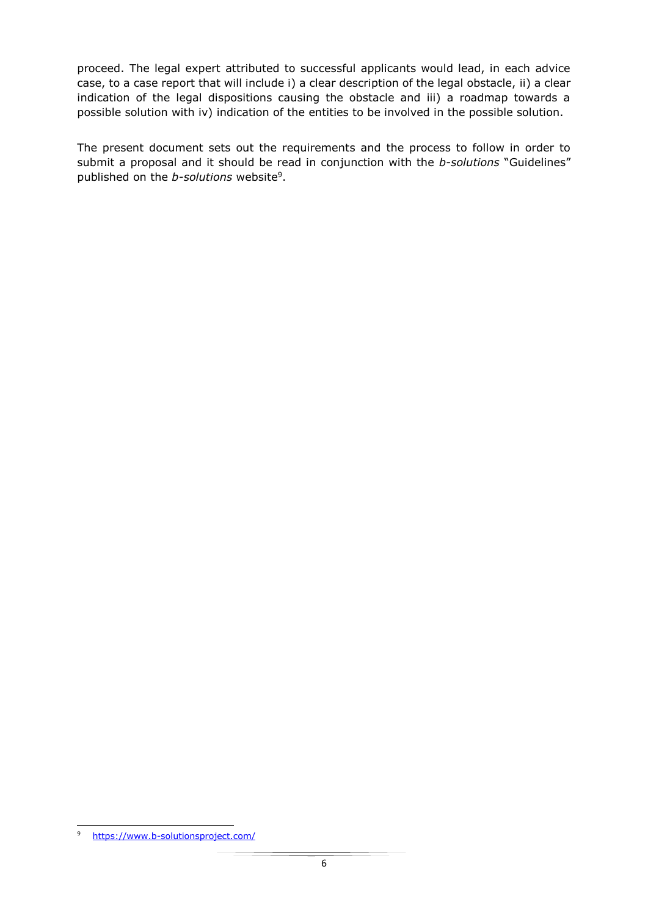proceed. The legal expert attributed to successful applicants would lead, in each advice case, to a case report that will include i) a clear description of the legal obstacle, ii) a clear indication of the legal dispositions causing the obstacle and iii) a roadmap towards a possible solution with iv) indication of the entities to be involved in the possible solution.

The present document sets out the requirements and the process to follow in order to submit a proposal and it should be read in conjunction with the *b-solutions* "Guidelines" published on the *b-solutions* website[9].

[9] https://www.b-solutionsproject.com/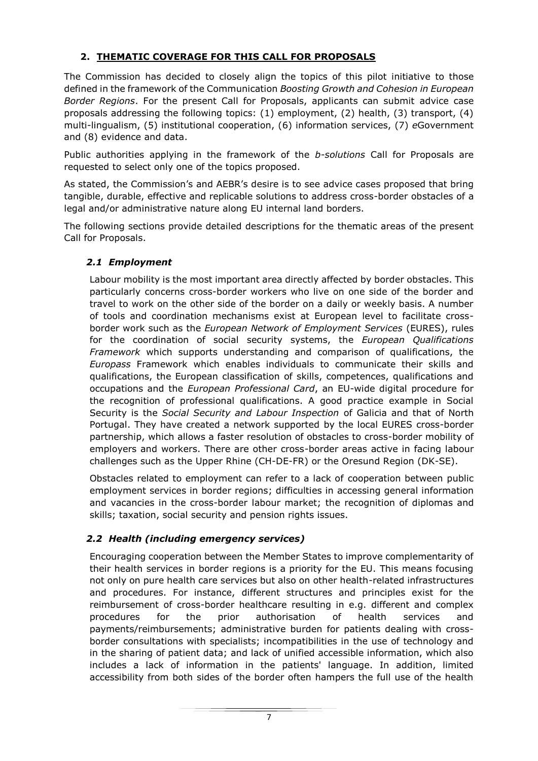## 2. THEMATIC COVERAGE FOR THIS CALL FOR PROPOSALS

The Commission has decided to closely align the topics of this pilot initiative to those defined in the framework of the Communication *Boosting Growth and Cohesion in European Border Regions*. For the present Call for Proposals, applicants can submit advice case proposals addressing the following topics: (1) employment, (2) health, (3) transport, (4) multi-lingualism, (5) institutional cooperation, (6) information services, (7) *e*Government and (8) evidence and data.

Public authorities applying in the framework of the *b-solutions* Call for Proposals are requested to select only one of the topics proposed.

As stated, the Commission's and AEBR's desire is to see advice cases proposed that bring tangible, durable, effective and replicable solutions to address cross-border obstacles of a legal and/or administrative nature along EU internal land borders.

The following sections provide detailed descriptions for the thematic areas of the present Call for Proposals.

### *2.1 Employment*

Labour mobility is the most important area directly affected by border obstacles. This particularly concerns cross-border workers who live on one side of the border and travel to work on the other side of the border on a daily or weekly basis. A number of tools and coordination mechanisms exist at European level to facilitate cross-border work such as the *European Network of Employment Services* (EURES), rules for the coordination of social security systems, the *European Qualifications Framework* which supports understanding and comparison of qualifications, the *Europass* Framework which enables individuals to communicate their skills and qualifications, the European classification of skills, competences, qualifications and occupations and the *European Professional Card*, an EU-wide digital procedure for the recognition of professional qualifications. A good practice example in Social Security is the *Social Security and Labour Inspection* of Galicia and that of North Portugal. They have created a network supported by the local EURES cross-border partnership, which allows a faster resolution of obstacles to cross-border mobility of employers and workers. There are other cross-border areas active in facing labour challenges such as the Upper Rhine (CH-DE-FR) or the Oresund Region (DK-SE).

Obstacles related to employment can refer to a lack of cooperation between public employment services in border regions; difficulties in accessing general information and vacancies in the cross-border labour market; the recognition of diplomas and skills; taxation, social security and pension rights issues.

### *2.2 Health (including emergency services)*

Encouraging cooperation between the Member States to improve complementarity of their health services in border regions is a priority for the EU. This means focusing not only on pure health care services but also on other health-related infrastructures and procedures. For instance, different structures and principles exist for the reimbursement of cross-border healthcare resulting in e.g. different and complex procedures for the prior authorisation of health services and payments/reimbursements; administrative burden for patients dealing with cross-border consultations with specialists; incompatibilities in the use of technology and in the sharing of patient data; and lack of unified accessible information, which also includes a lack of information in the patients' language. In addition, limited accessibility from both sides of the border often hampers the full use of the health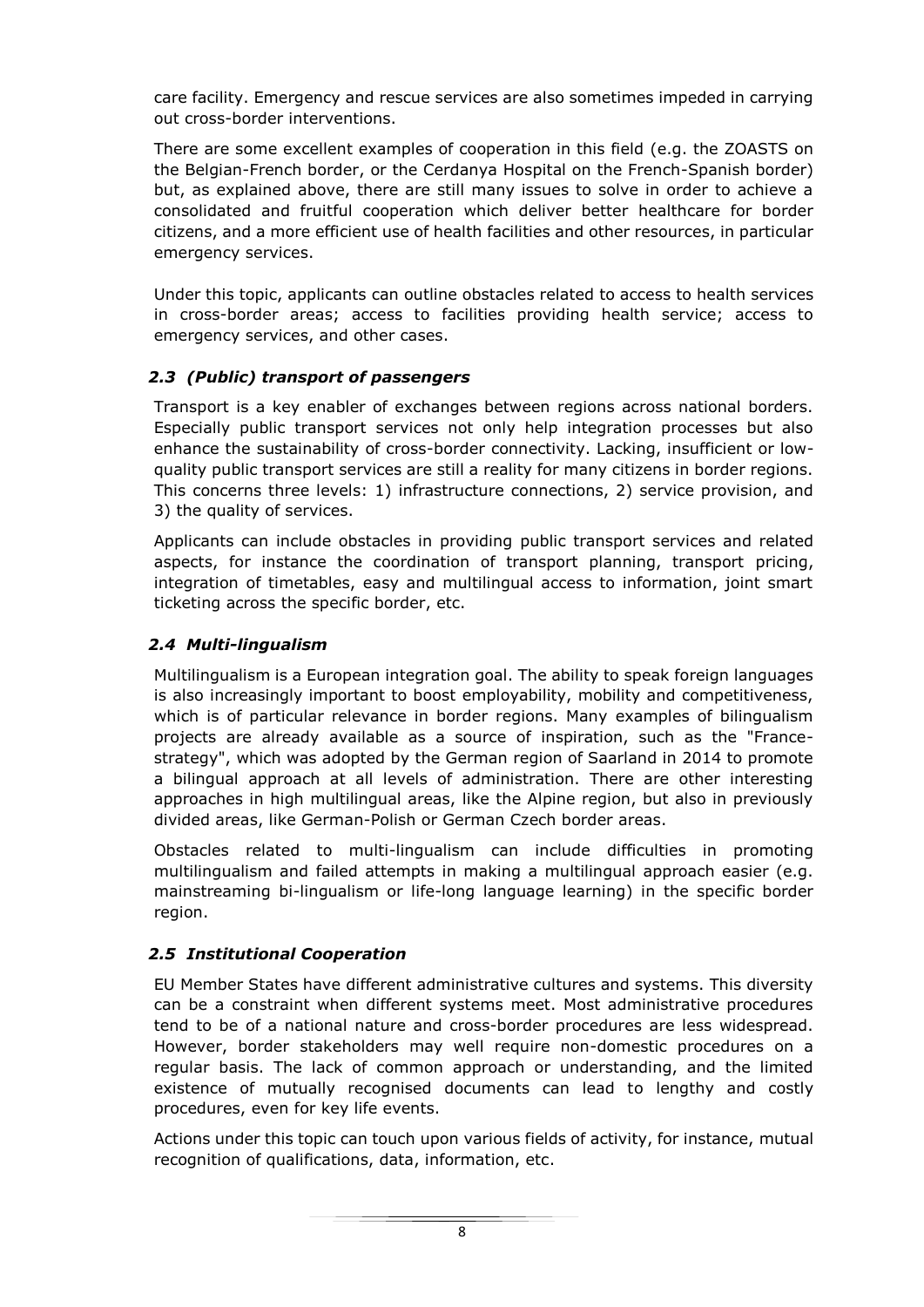care facility. Emergency and rescue services are also sometimes impeded in carrying out cross-border interventions.

There are some excellent examples of cooperation in this field (e.g. the ZOASTS on the Belgian-French border, or the Cerdanya Hospital on the French-Spanish border) but, as explained above, there are still many issues to solve in order to achieve a consolidated and fruitful cooperation which deliver better healthcare for border citizens, and a more efficient use of health facilities and other resources, in particular emergency services.

Under this topic, applicants can outline obstacles related to access to health services in cross-border areas; access to facilities providing health service; access to emergency services, and other cases.

### *2.3 (Public) transport of passengers*

Transport is a key enabler of exchanges between regions across national borders. Especially public transport services not only help integration processes but also enhance the sustainability of cross-border connectivity. Lacking, insufficient or low-quality public transport services are still a reality for many citizens in border regions. This concerns three levels: 1) infrastructure connections, 2) service provision, and 3) the quality of services.

Applicants can include obstacles in providing public transport services and related aspects, for instance the coordination of transport planning, transport pricing, integration of timetables, easy and multilingual access to information, joint smart ticketing across the specific border, etc.

### *2.4 Multi-lingualism*

Multilingualism is a European integration goal. The ability to speak foreign languages is also increasingly important to boost employability, mobility and competitiveness, which is of particular relevance in border regions. Many examples of bilingualism projects are already available as a source of inspiration, such as the "France-strategy", which was adopted by the German region of Saarland in 2014 to promote a bilingual approach at all levels of administration. There are other interesting approaches in high multilingual areas, like the Alpine region, but also in previously divided areas, like German-Polish or German Czech border areas.

Obstacles related to multi-lingualism can include difficulties in promoting multilingualism and failed attempts in making a multilingual approach easier (e.g. mainstreaming bi-lingualism or life-long language learning) in the specific border region.

### *2.5 Institutional Cooperation*

EU Member States have different administrative cultures and systems. This diversity can be a constraint when different systems meet. Most administrative procedures tend to be of a national nature and cross-border procedures are less widespread. However, border stakeholders may well require non-domestic procedures on a regular basis. The lack of common approach or understanding, and the limited existence of mutually recognised documents can lead to lengthy and costly procedures, even for key life events.

Actions under this topic can touch upon various fields of activity, for instance, mutual recognition of qualifications, data, information, etc.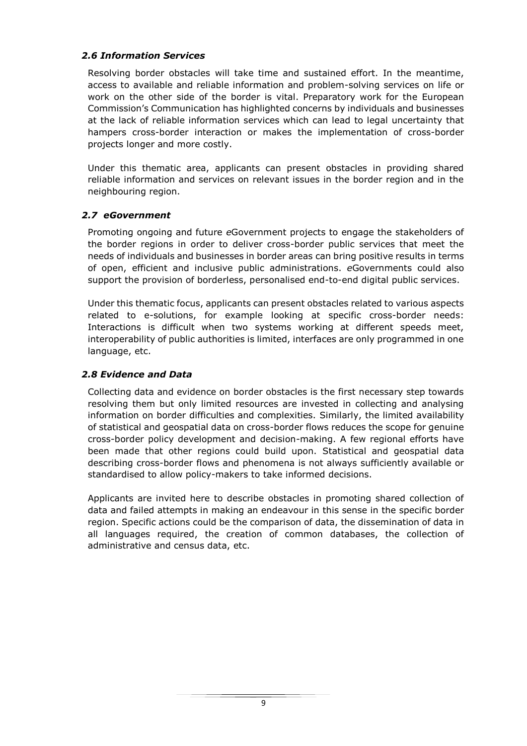### *2.6 Information Services*

Resolving border obstacles will take time and sustained effort. In the meantime, access to available and reliable information and problem-solving services on life or work on the other side of the border is vital. Preparatory work for the European Commission's Communication has highlighted concerns by individuals and businesses at the lack of reliable information services which can lead to legal uncertainty that hampers cross-border interaction or makes the implementation of cross-border projects longer and more costly.

Under this thematic area, applicants can present obstacles in providing shared reliable information and services on relevant issues in the border region and in the neighbouring region.

### *2.7 eGovernment*

Promoting ongoing and future *e*Government projects to engage the stakeholders of the border regions in order to deliver cross-border public services that meet the needs of individuals and businesses in border areas can bring positive results in terms of open, efficient and inclusive public administrations. *e*Governments could also support the provision of borderless, personalised end-to-end digital public services.

Under this thematic focus, applicants can present obstacles related to various aspects related to e-solutions, for example looking at specific cross-border needs: Interactions is difficult when two systems working at different speeds meet, interoperability of public authorities is limited, interfaces are only programmed in one language, etc.

### *2.8 Evidence and Data*

Collecting data and evidence on border obstacles is the first necessary step towards resolving them but only limited resources are invested in collecting and analysing information on border difficulties and complexities. Similarly, the limited availability of statistical and geospatial data on cross-border flows reduces the scope for genuine cross-border policy development and decision-making. A few regional efforts have been made that other regions could build upon. Statistical and geospatial data describing cross-border flows and phenomena is not always sufficiently available or standardised to allow policy-makers to take informed decisions.

Applicants are invited here to describe obstacles in promoting shared collection of data and failed attempts in making an endeavour in this sense in the specific border region. Specific actions could be the comparison of data, the dissemination of data in all languages required, the creation of common databases, the collection of administrative and census data, etc.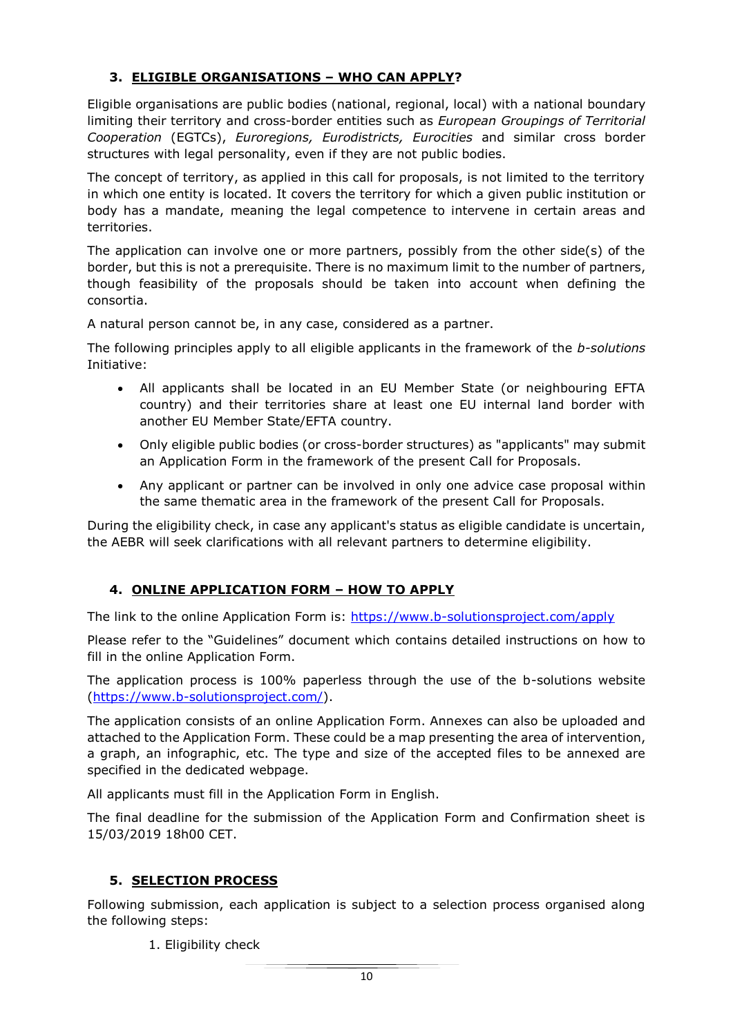## 3. ELIGIBLE ORGANISATIONS – WHO CAN APPLY?

Eligible organisations are public bodies (national, regional, local) with a national boundary limiting their territory and cross-border entities such as *European Groupings of Territorial Cooperation* (EGTCs), *Euroregions, Eurodistricts, Eurocities* and similar cross border structures with legal personality, even if they are not public bodies.

The concept of territory, as applied in this call for proposals, is not limited to the territory in which one entity is located. It covers the territory for which a given public institution or body has a mandate, meaning the legal competence to intervene in certain areas and territories.

The application can involve one or more partners, possibly from the other side(s) of the border, but this is not a prerequisite. There is no maximum limit to the number of partners, though feasibility of the proposals should be taken into account when defining the consortia.

A natural person cannot be, in any case, considered as a partner.

The following principles apply to all eligible applicants in the framework of the *b-solutions* Initiative:

- All applicants shall be located in an EU Member State (or neighbouring EFTA country) and their territories share at least one EU internal land border with another EU Member State/EFTA country.
- Only eligible public bodies (or cross-border structures) as "applicants" may submit an Application Form in the framework of the present Call for Proposals.
- Any applicant or partner can be involved in only one advice case proposal within the same thematic area in the framework of the present Call for Proposals.

During the eligibility check, in case any applicant's status as eligible candidate is uncertain, the AEBR will seek clarifications with all relevant partners to determine eligibility.

## 4. ONLINE APPLICATION FORM – HOW TO APPLY

The link to the online Application Form is: https://www.b-solutionsproject.com/apply

Please refer to the "Guidelines" document which contains detailed instructions on how to fill in the online Application Form.

The application process is 100% paperless through the use of the b-solutions website (https://www.b-solutionsproject.com/).

The application consists of an online Application Form. Annexes can also be uploaded and attached to the Application Form. These could be a map presenting the area of intervention, a graph, an infographic, etc. The type and size of the accepted files to be annexed are specified in the dedicated webpage.

All applicants must fill in the Application Form in English.

The final deadline for the submission of the Application Form and Confirmation sheet is 15/03/2019 18h00 CET.

## 5. SELECTION PROCESS

Following submission, each application is subject to a selection process organised along the following steps:

1. Eligibility check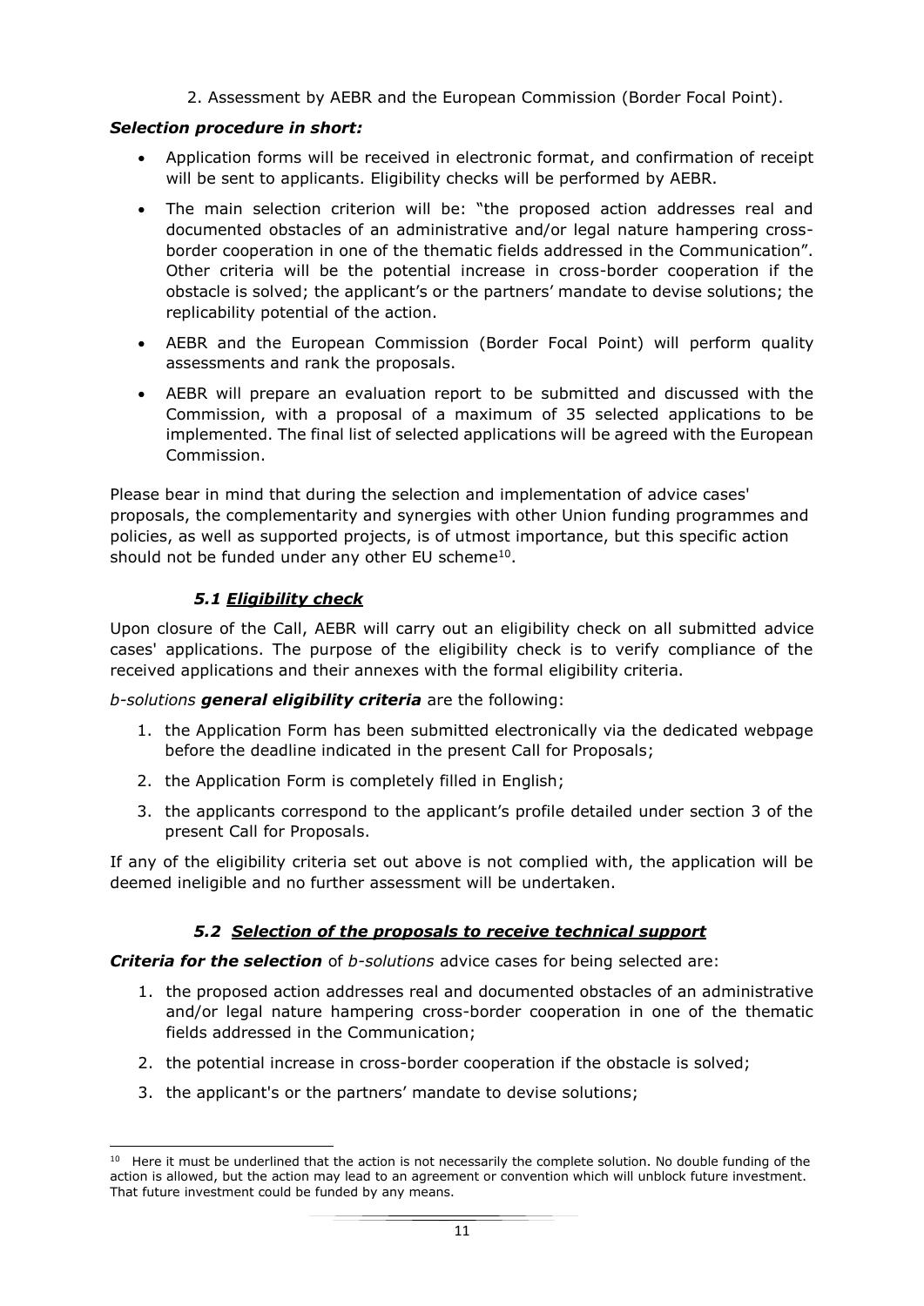2. Assessment by AEBR and the European Commission (Border Focal Point).

***Selection procedure in short:***

- Application forms will be received in electronic format, and confirmation of receipt will be sent to applicants. Eligibility checks will be performed by AEBR.
- The main selection criterion will be: "the proposed action addresses real and documented obstacles of an administrative and/or legal nature hampering cross-border cooperation in one of the thematic fields addressed in the Communication". Other criteria will be the potential increase in cross-border cooperation if the obstacle is solved; the applicant's or the partners' mandate to devise solutions; the replicability potential of the action.
- AEBR and the European Commission (Border Focal Point) will perform quality assessments and rank the proposals.
- AEBR will prepare an evaluation report to be submitted and discussed with the Commission, with a proposal of a maximum of 35 selected applications to be implemented. The final list of selected applications will be agreed with the European Commission.

Please bear in mind that during the selection and implementation of advice cases' proposals, the complementarity and synergies with other Union funding programmes and policies, as well as supported projects, is of utmost importance, but this specific action should not be funded under any other EU scheme[10].

### *5.1 Eligibility check*

Upon closure of the Call, AEBR will carry out an eligibility check on all submitted advice cases' applications. The purpose of the eligibility check is to verify compliance of the received applications and their annexes with the formal eligibility criteria.

*b-solutions* ***general eligibility criteria*** are the following:

1. the Application Form has been submitted electronically via the dedicated webpage before the deadline indicated in the present Call for Proposals;
2. the Application Form is completely filled in English;
3. the applicants correspond to the applicant's profile detailed under section 3 of the present Call for Proposals.

If any of the eligibility criteria set out above is not complied with, the application will be deemed ineligible and no further assessment will be undertaken.

### *5.2 Selection of the proposals to receive technical support*

***Criteria for the selection*** of *b-solutions* advice cases for being selected are:

1. the proposed action addresses real and documented obstacles of an administrative and/or legal nature hampering cross-border cooperation in one of the thematic fields addressed in the Communication;
2. the potential increase in cross-border cooperation if the obstacle is solved;
3. the applicant's or the partners' mandate to devise solutions;

[10] Here it must be underlined that the action is not necessarily the complete solution. No double funding of the action is allowed, but the action may lead to an agreement or convention which will unblock future investment. That future investment could be funded by any means.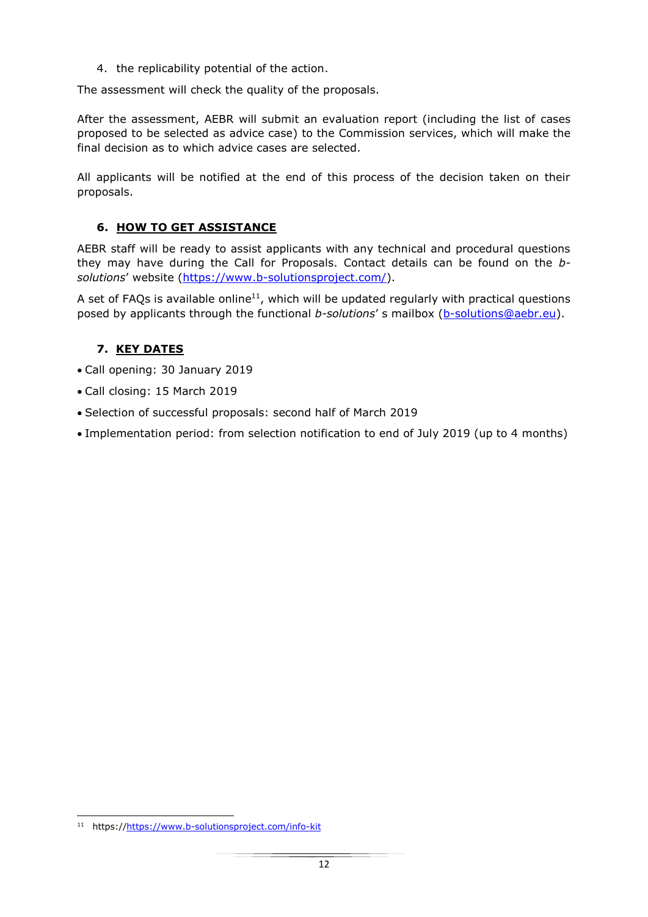4. the replicability potential of the action.

The assessment will check the quality of the proposals.

After the assessment, AEBR will submit an evaluation report (including the list of cases proposed to be selected as advice case) to the Commission services, which will make the final decision as to which advice cases are selected.

All applicants will be notified at the end of this process of the decision taken on their proposals.

## 6. HOW TO GET ASSISTANCE

AEBR staff will be ready to assist applicants with any technical and procedural questions they may have during the Call for Proposals. Contact details can be found on the *b-solutions*' website (https://www.b-solutionsproject.com/).

A set of FAQs is available online[11], which will be updated regularly with practical questions posed by applicants through the functional *b-solutions*' s mailbox (b-solutions@aebr.eu).

## 7. KEY DATES

- Call opening: 30 January 2019
- Call closing: 15 March 2019
- Selection of successful proposals: second half of March 2019
- Implementation period: from selection notification to end of July 2019 (up to 4 months)

[11] https://https://www.b-solutionsproject.com/info-kit